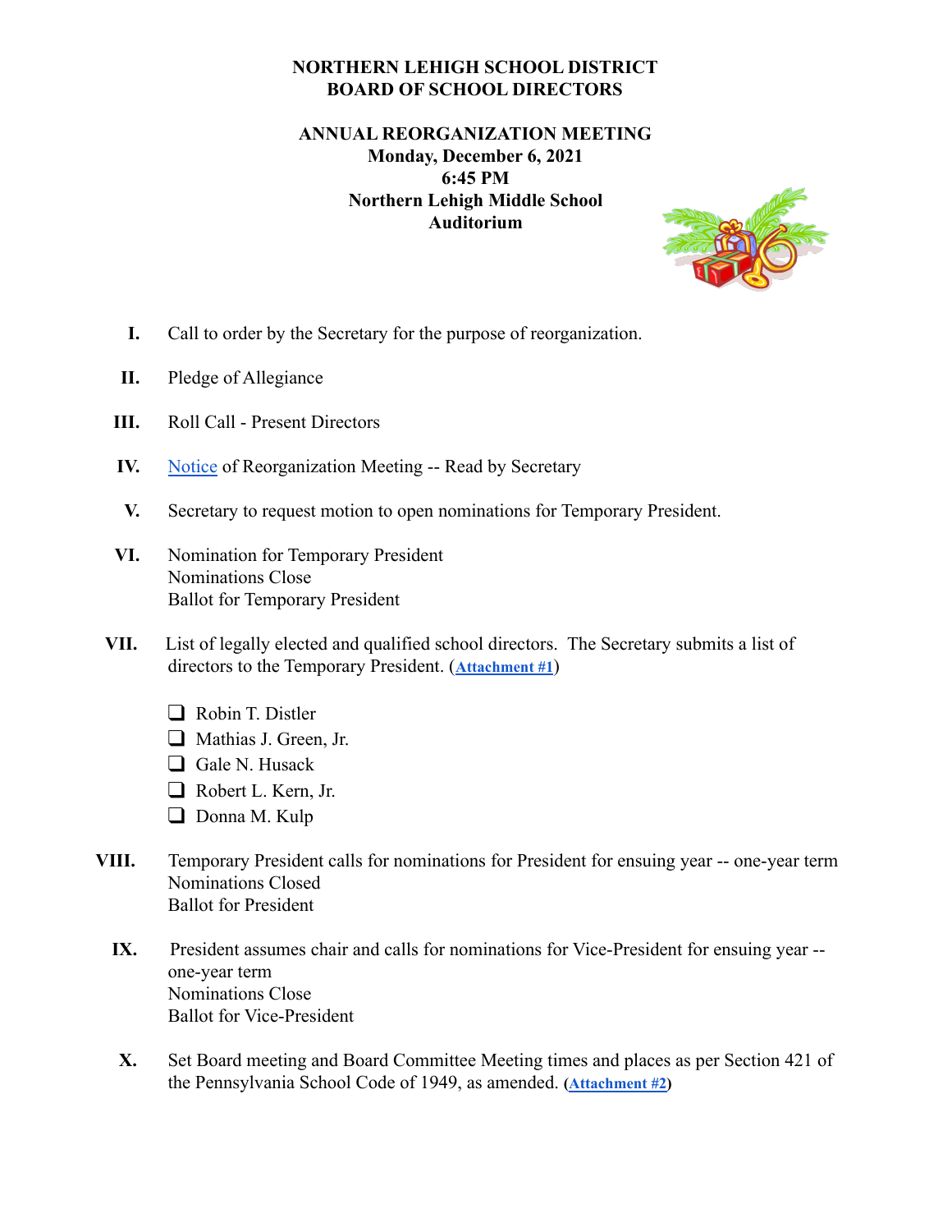**NORTHERN LEHIGH SCHOOL DISTRICT**
**BOARD OF SCHOOL DIRECTORS**

**ANNUAL REORGANIZATION MEETING**
**Monday, December 6, 2021**
**6:45 PM**
**Northern Lehigh Middle School**
**Auditorium**

I. Call to order by the Secretary for the purpose of reorganization.

II. Pledge of Allegiance

III. Roll Call - Present Directors

IV. Notice of Reorganization Meeting -- Read by Secretary

V. Secretary to request motion to open nominations for Temporary President.

VI. Nomination for Temporary President
Nominations Close
Ballot for Temporary President

VII. List of legally elected and qualified school directors. The Secretary submits a list of directors to the Temporary President. (**Attachment #1**)

- ❑ Robin T. Distler
- ❑ Mathias J. Green, Jr.
- ❑ Gale N. Husack
- ❑ Robert L. Kern, Jr.
- ❑ Donna M. Kulp

VIII. Temporary President calls for nominations for President for ensuing year -- one-year term
Nominations Closed
Ballot for President

IX. President assumes chair and calls for nominations for Vice-President for ensuing year -- one-year term
Nominations Close
Ballot for Vice-President

X. Set Board meeting and Board Committee Meeting times and places as per Section 421 of the Pennsylvania School Code of 1949, as amended. (**Attachment #2**)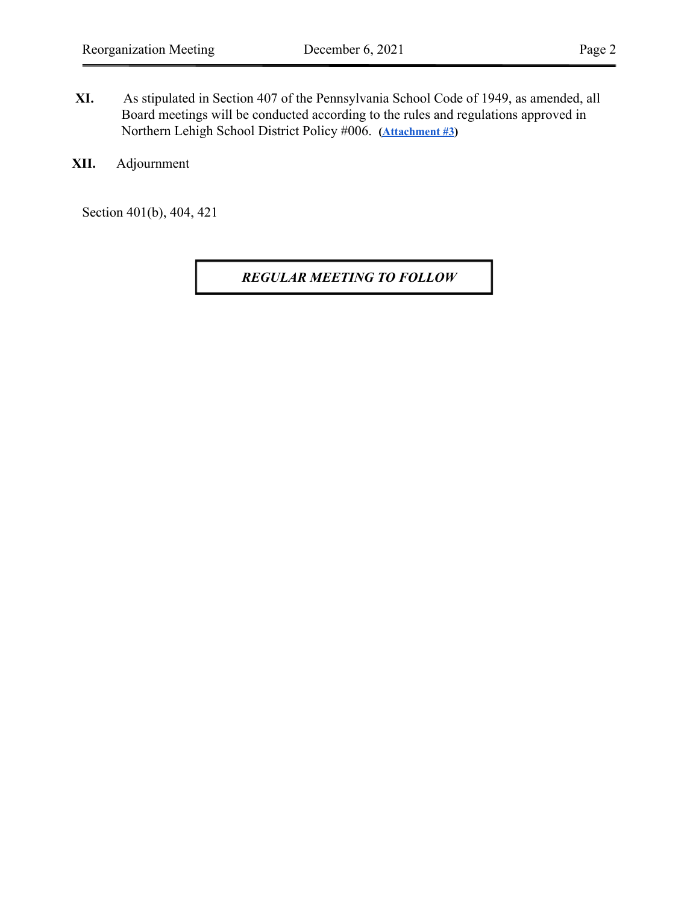**XI.** As stipulated in Section 407 of the Pennsylvania School Code of 1949, as amended, all Board meetings will be conducted according to the rules and regulations approved in Northern Lehigh School District Policy #006. **(Attachment #3)**

**XII.** Adjournment

Section 401(b), 404, 421

***REGULAR MEETING TO FOLLOW***